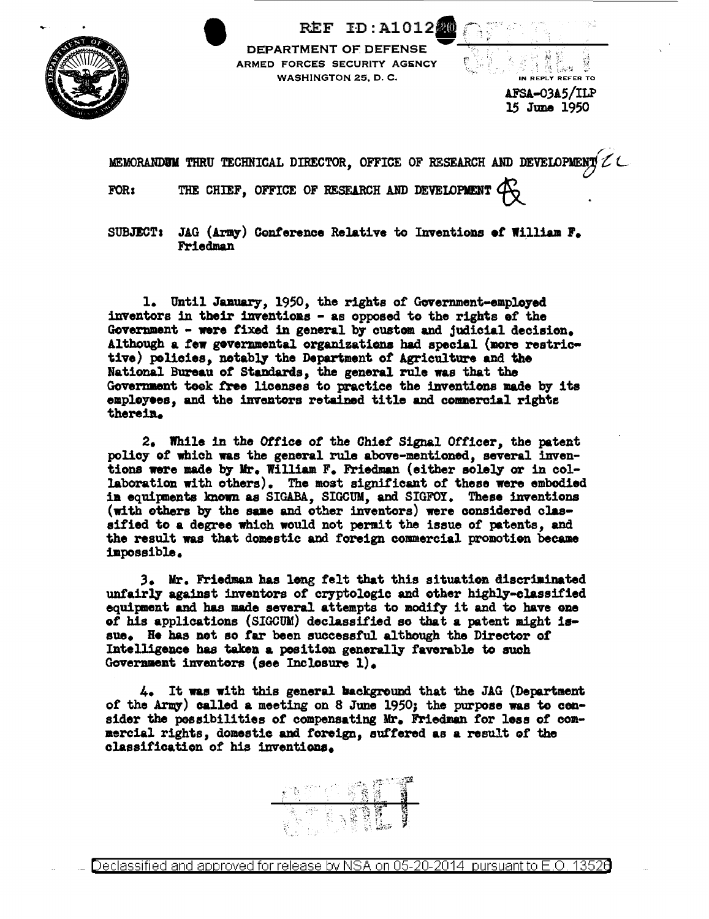REF ID:A101220

DEPARTMENT OF DEFENSE
ARMED FORCES SECURITY AGENCY
WASHINGTON 25, D. C.

IN REPLY REFER TO
AFSA-03A5/ILP
15 June 1950

MEMORANDUM THRU TECHNICAL DIRECTOR, OFFICE OF RESEARCH AND DEVELOPMENT

FOR: THE CHIEF, OFFICE OF RESEARCH AND DEVELOPMENT

SUBJECT: JAG (Army) Conference Relative to Inventions of William F. Friedman

1. Until January, 1950, the rights of Government-employed inventors in their inventions - as opposed to the rights of the Government - were fixed in general by custom and judicial decision. Although a few governmental organizations had special (more restrictive) policies, notably the Department of Agriculture and the National Bureau of Standards, the general rule was that the Government took free licenses to practice the inventions made by its employees, and the inventors retained title and commercial rights therein.

2. While in the Office of the Chief Signal Officer, the patent policy of which was the general rule above-mentioned, several inventions were made by Mr. William F. Friedman (either solely or in collaboration with others). The most significant of these were embodied in equipments known as SIGABA, SIGCUM, and SIGFOY. These inventions (with others by the same and other inventors) were considered classified to a degree which would not permit the issue of patents, and the result was that domestic and foreign commercial promotion became impossible.

3. Mr. Friedman has long felt that this situation discriminated unfairly against inventors of cryptologic and other highly-classified equipment and has made several attempts to modify it and to have one of his applications (SIGCUM) declassified so that a patent might issue. He has not so far been successful although the Director of Intelligence has taken a position generally favorable to such Government inventors (see Inclosure 1).

4. It was with this general background that the JAG (Department of the Army) called a meeting on 8 June 1950; the purpose was to consider the possibilities of compensating Mr. Friedman for loss of commercial rights, domestic and foreign, suffered as a result of the classification of his inventions.

Declassified and approved for release by NSA on 05-20-2014 pursuant to E.O. 13526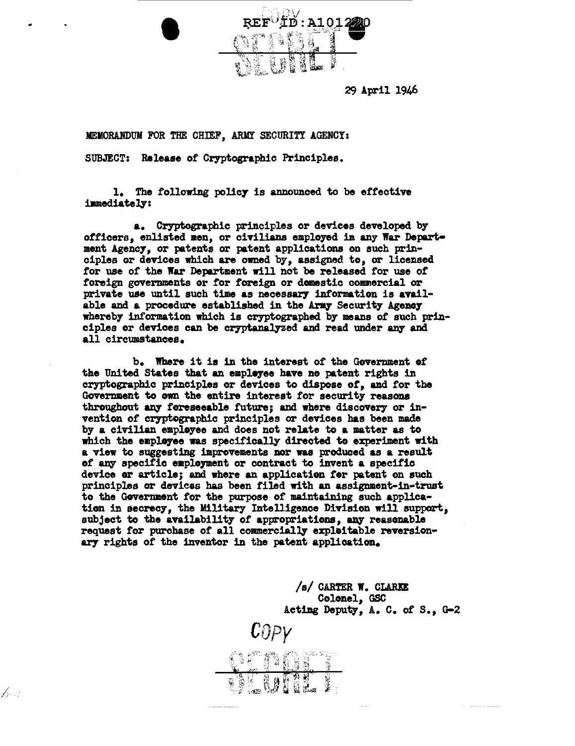REF ID:A101220

SECRET

29 April 1946

MEMORANDUM FOR THE CHIEF, ARMY SECURITY AGENCY:

SUBJECT: Release of Cryptographic Principles.

1. The following policy is announced to be effective immediately:

a. Cryptographic principles or devices developed by officers, enlisted men, or civilians employed in any War Department Agency, or patents or patent applications on such principles or devices which are owned by, assigned to, or licensed for use of the War Department will not be released for use of foreign governments or for foreign or domestic commercial or private use until such time as necessary information is available and a procedure established in the Army Security Agency whereby information which is cryptographed by means of such principles or devices can be cryptanalyzed and read under any and all circumstances.

b. Where it is in the interest of the Government of the United States that an employee have no patent rights in cryptographic principles or devices to dispose of, and for the Government to own the entire interest for security reasons throughout any foreseeable future; and where discovery or invention of cryptographic principles or devices has been made by a civilian employee and does not relate to a matter as to which the employee was specifically directed to experiment with a view to suggesting improvements nor was produced as a result of any specific employment or contract to invent a specific device or article; and where an application for patent on such principles or devices has been filed with an assignment-in-trust to the Government for the purpose of maintaining such application in secrecy, the Military Intelligence Division will support, subject to the availability of appropriations, any reasonable request for purchase of all commercially exploitable reversionary rights of the inventor in the patent application.

/s/ CARTER W. CLARKE
Colonel, GSC
Acting Deputy, A. C. of S., G-2

COPY

SECRET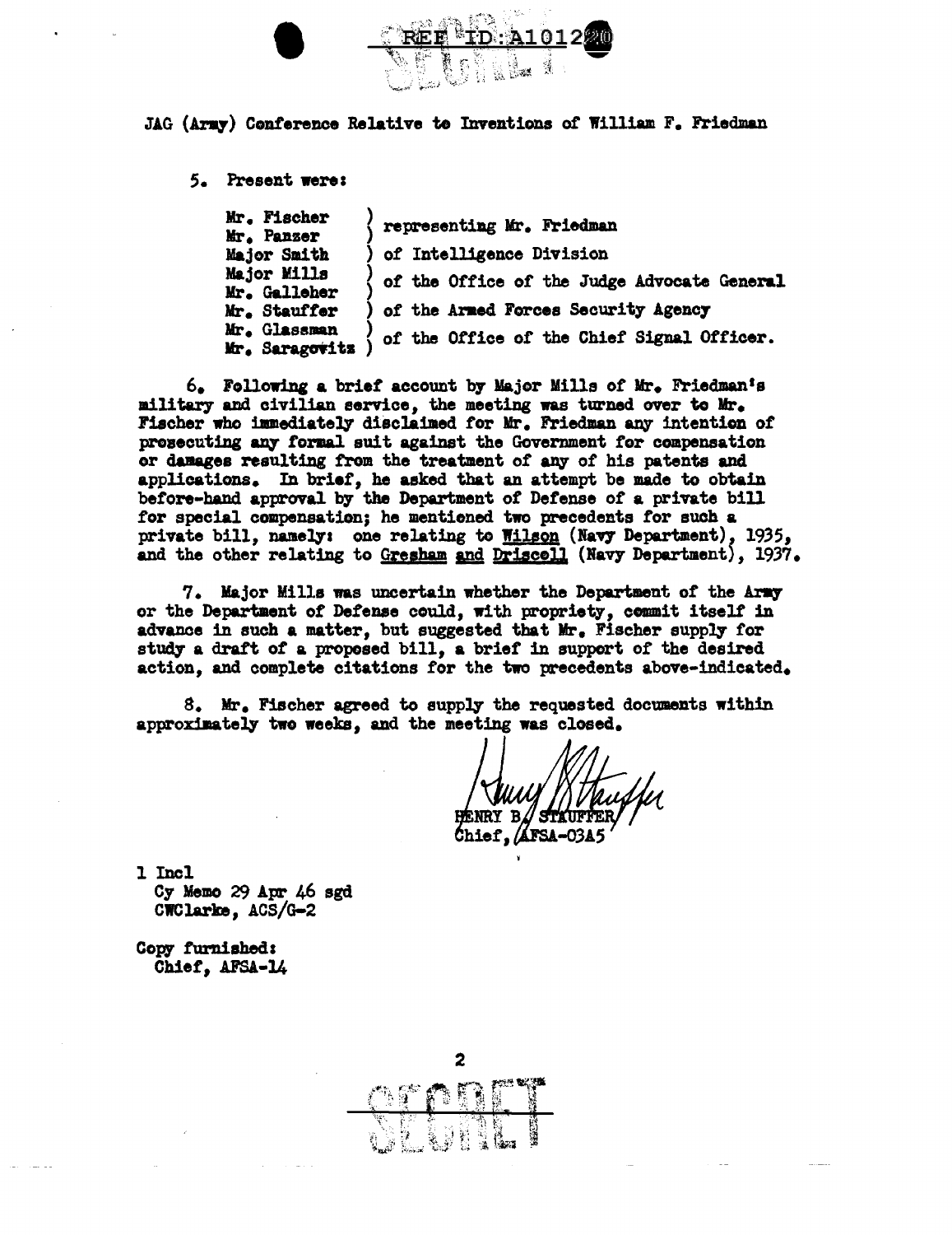REF ID:A101220

SECRET

JAG (Army) Conference Relative to Inventions of William F. Friedman

5. Present were:

| | |
|---|---|
| Mr. Fischer<br>Mr. Panzer | representing Mr. Friedman |
| Major Smith | of Intelligence Division |
| Major Mills<br>Mr. Galleher | of the Office of the Judge Advocate General |
| Mr. Stauffer | of the Armed Forces Security Agency |
| Mr. Glassman<br>Mr. Saragovitz | of the Office of the Chief Signal Officer. |

6. Following a brief account by Major Mills of Mr. Friedman's military and civilian service, the meeting was turned over to Mr. Fischer who immediately disclaimed for Mr. Friedman any intention of prosecuting any formal suit against the Government for compensation or damages resulting from the treatment of any of his patents and applications. In brief, he asked that an attempt be made to obtain before-hand approval by the Department of Defense of a private bill for special compensation; he mentioned two precedents for such a private bill, namely: one relating to Wilson (Navy Department), 1935, and the other relating to Gresham and Driscoll (Navy Department), 1937.

7. Major Mills was uncertain whether the Department of the Army or the Department of Defense could, with propriety, commit itself in advance in such a matter, but suggested that Mr. Fischer supply for study a draft of a proposed bill, a brief in support of the desired action, and complete citations for the two precedents above-indicated.

8. Mr. Fischer agreed to supply the requested documents within approximately two weeks, and the meeting was closed.

HENRY B. STAUFFER
Chief, AFSA-03A5

1 Incl
Cy Memo 29 Apr 46 sgd
CWClarke, ACS/G-2

Copy furnished:
Chief, AFSA-14

SECRET